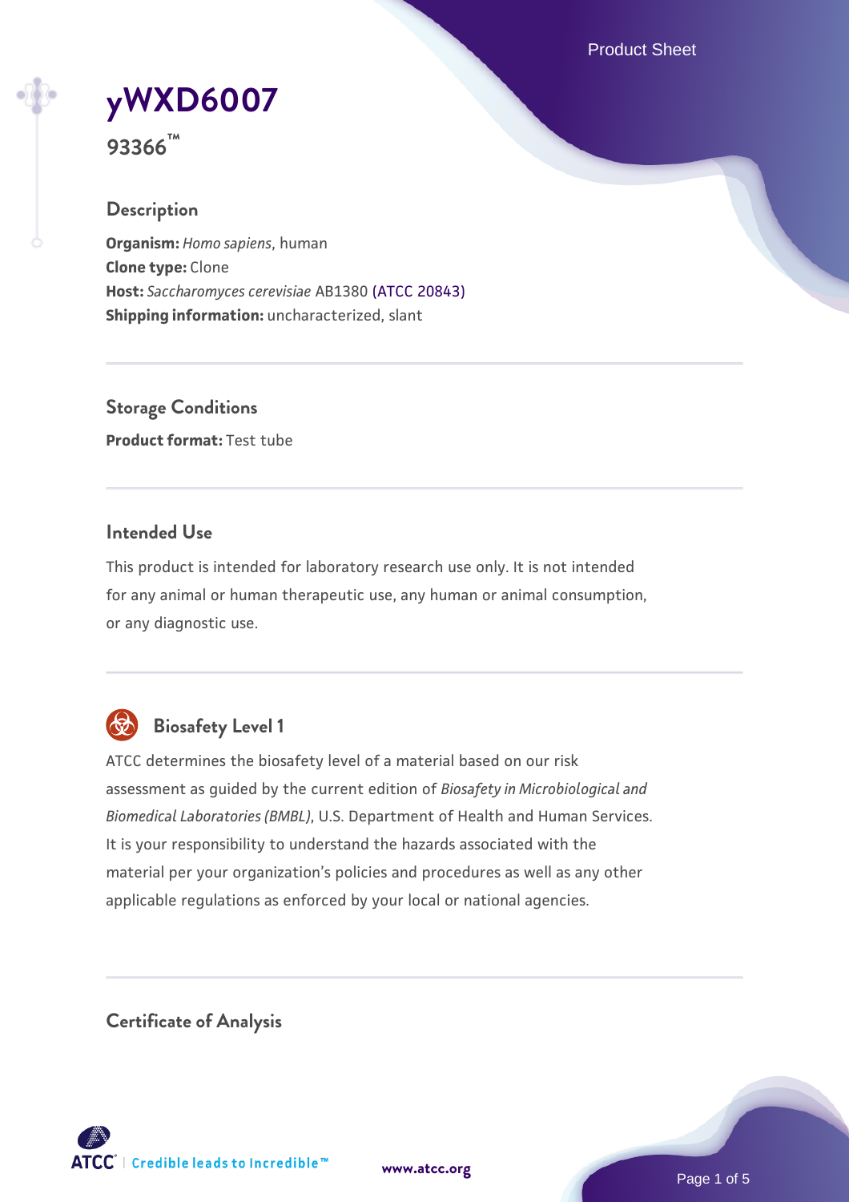# yWXD6007

**93366™**

## Description

**Organism:** *Homo sapiens*, human
**Clone type:** Clone
**Host:** *Saccharomyces cerevisiae* AB1380 (ATCC 20843)
**Shipping information:** uncharacterized, slant

## Storage Conditions

**Product format:** Test tube

## Intended Use

This product is intended for laboratory research use only. It is not intended for any animal or human therapeutic use, any human or animal consumption, or any diagnostic use.

## Biosafety Level 1

ATCC determines the biosafety level of a material based on our risk assessment as guided by the current edition of *Biosafety in Microbiological and Biomedical Laboratories (BMBL)*, U.S. Department of Health and Human Services. It is your responsibility to understand the hazards associated with the material per your organization's policies and procedures as well as any other applicable regulations as enforced by your local or national agencies.

## Certificate of Analysis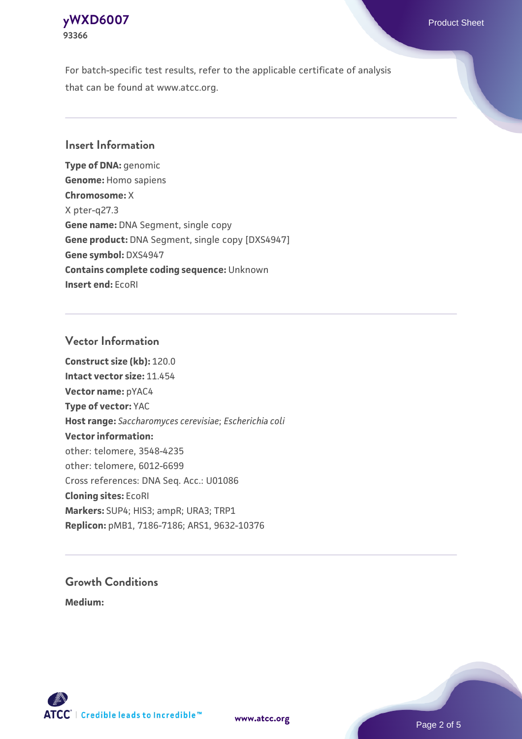For batch-specific test results, refer to the applicable certificate of analysis that can be found at www.atcc.org.

## Insert Information

**Type of DNA:** genomic
**Genome:** Homo sapiens
**Chromosome:** X
X pter-q27.3
**Gene name:** DNA Segment, single copy
**Gene product:** DNA Segment, single copy [DXS4947]
**Gene symbol:** DXS4947
**Contains complete coding sequence:** Unknown
**Insert end:** EcoRI

## Vector Information

**Construct size (kb):** 120.0
**Intact vector size:** 11.454
**Vector name:** pYAC4
**Type of vector:** YAC
**Host range:** *Saccharomyces cerevisiae*; *Escherichia coli*
**Vector information:**
other: telomere, 3548-4235
other: telomere, 6012-6699
Cross references: DNA Seq. Acc.: U01086
**Cloning sites:** EcoRI
**Markers:** SUP4; HIS3; ampR; URA3; TRP1
**Replicon:** pMB1, 7186-7186; ARS1, 9632-10376

## Growth Conditions

**Medium:**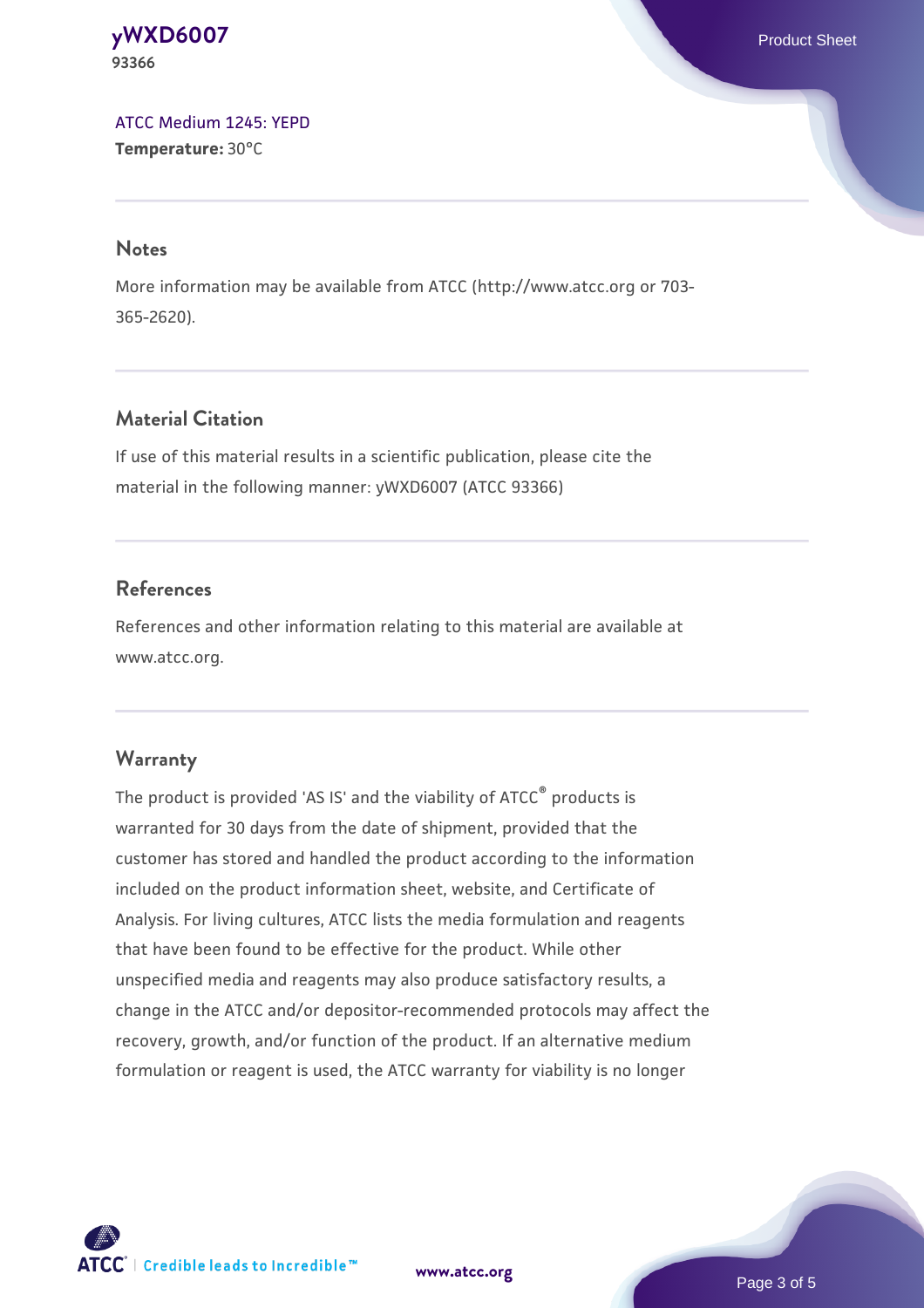[ATCC Medium 1245: YEPD](#)
**Temperature:** 30°C

## Notes

More information may be available from ATCC (http://www.atcc.org or 703-365-2620).

## Material Citation

If use of this material results in a scientific publication, please cite the material in the following manner: yWXD6007 (ATCC 93366)

## References

References and other information relating to this material are available at www.atcc.org.

## Warranty

The product is provided 'AS IS' and the viability of ATCC® products is warranted for 30 days from the date of shipment, provided that the customer has stored and handled the product according to the information included on the product information sheet, website, and Certificate of Analysis. For living cultures, ATCC lists the media formulation and reagents that have been found to be effective for the product. While other unspecified media and reagents may also produce satisfactory results, a change in the ATCC and/or depositor-recommended protocols may affect the recovery, growth, and/or function of the product. If an alternative medium formulation or reagent is used, the ATCC warranty for viability is no longer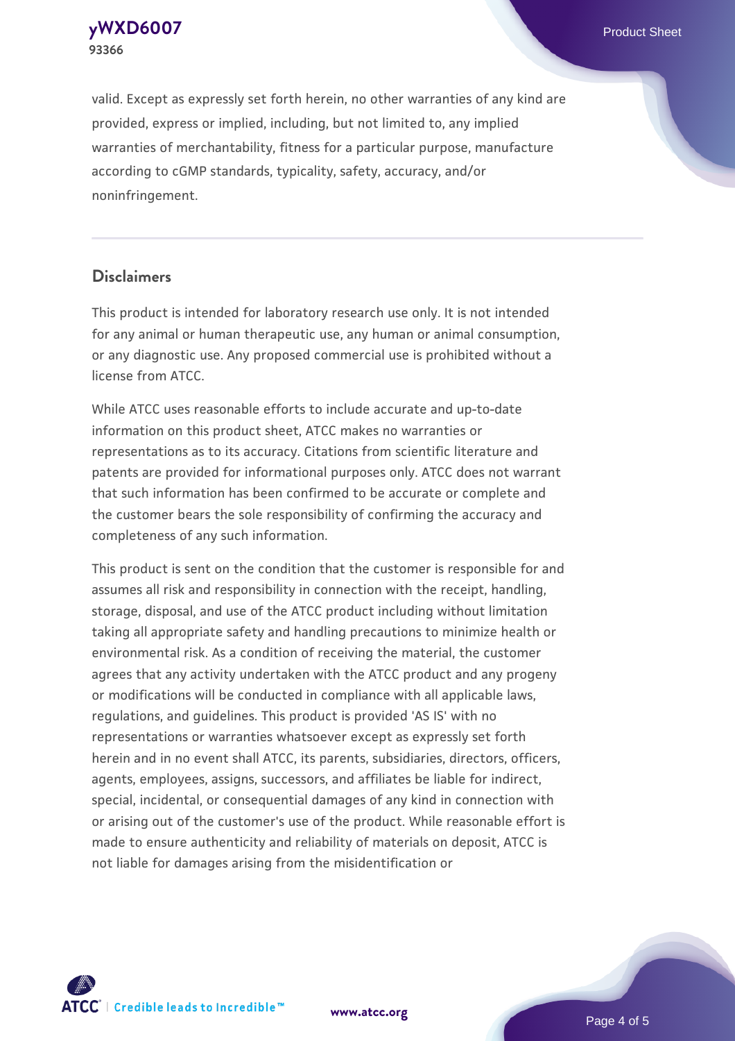valid. Except as expressly set forth herein, no other warranties of any kind are provided, express or implied, including, but not limited to, any implied warranties of merchantability, fitness for a particular purpose, manufacture according to cGMP standards, typicality, safety, accuracy, and/or noninfringement.

## Disclaimers

This product is intended for laboratory research use only. It is not intended for any animal or human therapeutic use, any human or animal consumption, or any diagnostic use. Any proposed commercial use is prohibited without a license from ATCC.

While ATCC uses reasonable efforts to include accurate and up-to-date information on this product sheet, ATCC makes no warranties or representations as to its accuracy. Citations from scientific literature and patents are provided for informational purposes only. ATCC does not warrant that such information has been confirmed to be accurate or complete and the customer bears the sole responsibility of confirming the accuracy and completeness of any such information.

This product is sent on the condition that the customer is responsible for and assumes all risk and responsibility in connection with the receipt, handling, storage, disposal, and use of the ATCC product including without limitation taking all appropriate safety and handling precautions to minimize health or environmental risk. As a condition of receiving the material, the customer agrees that any activity undertaken with the ATCC product and any progeny or modifications will be conducted in compliance with all applicable laws, regulations, and guidelines. This product is provided 'AS IS' with no representations or warranties whatsoever except as expressly set forth herein and in no event shall ATCC, its parents, subsidiaries, directors, officers, agents, employees, assigns, successors, and affiliates be liable for indirect, special, incidental, or consequential damages of any kind in connection with or arising out of the customer's use of the product. While reasonable effort is made to ensure authenticity and reliability of materials on deposit, ATCC is not liable for damages arising from the misidentification or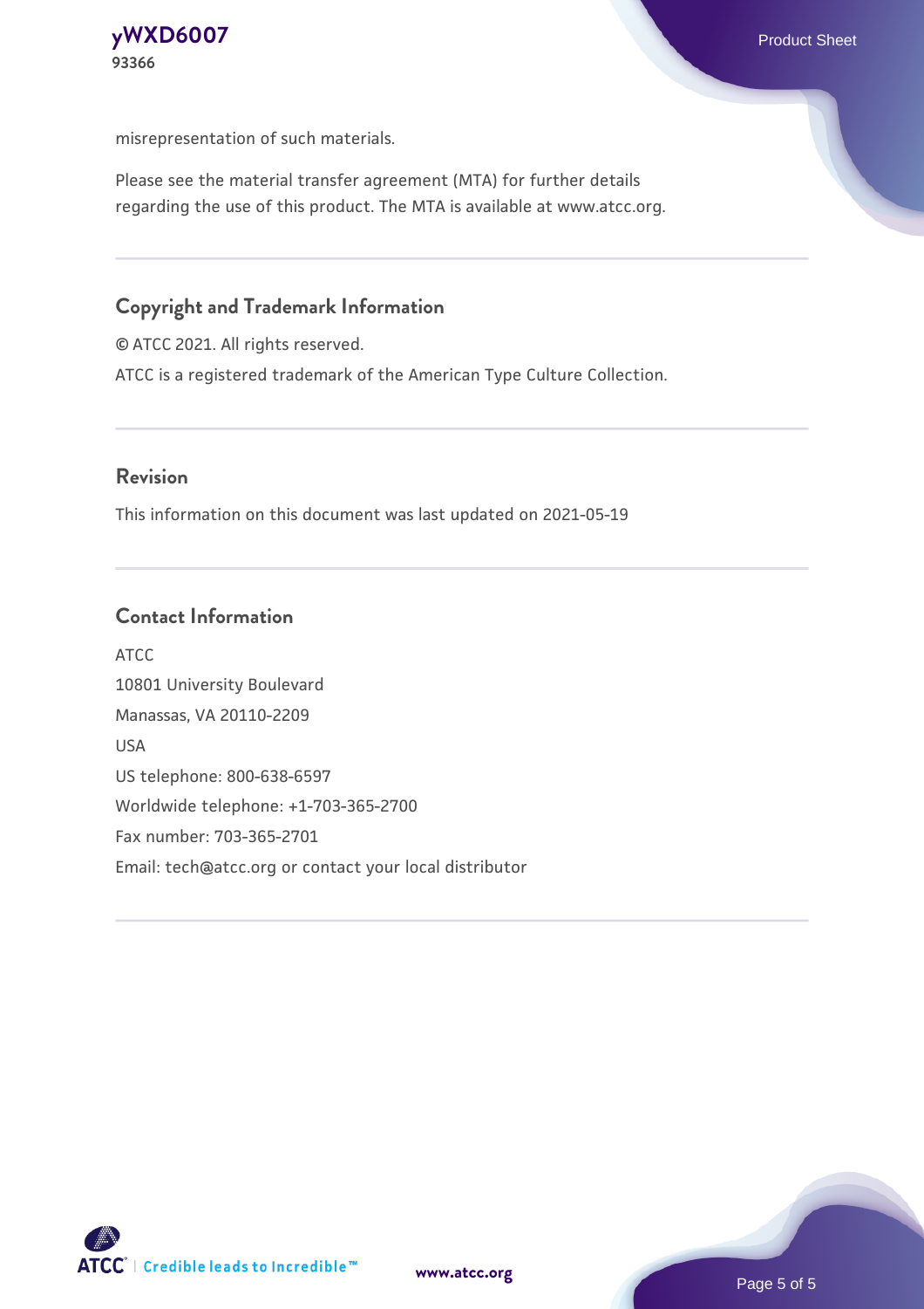misrepresentation of such materials.

Please see the material transfer agreement (MTA) for further details regarding the use of this product. The MTA is available at www.atcc.org.

## Copyright and Trademark Information

© ATCC 2021. All rights reserved.

ATCC is a registered trademark of the American Type Culture Collection.

## Revision

This information on this document was last updated on 2021-05-19

## Contact Information

ATCC
10801 University Boulevard
Manassas, VA 20110-2209
USA
US telephone: 800-638-6597
Worldwide telephone: +1-703-365-2700
Fax number: 703-365-2701
Email: tech@atcc.org or contact your local distributor